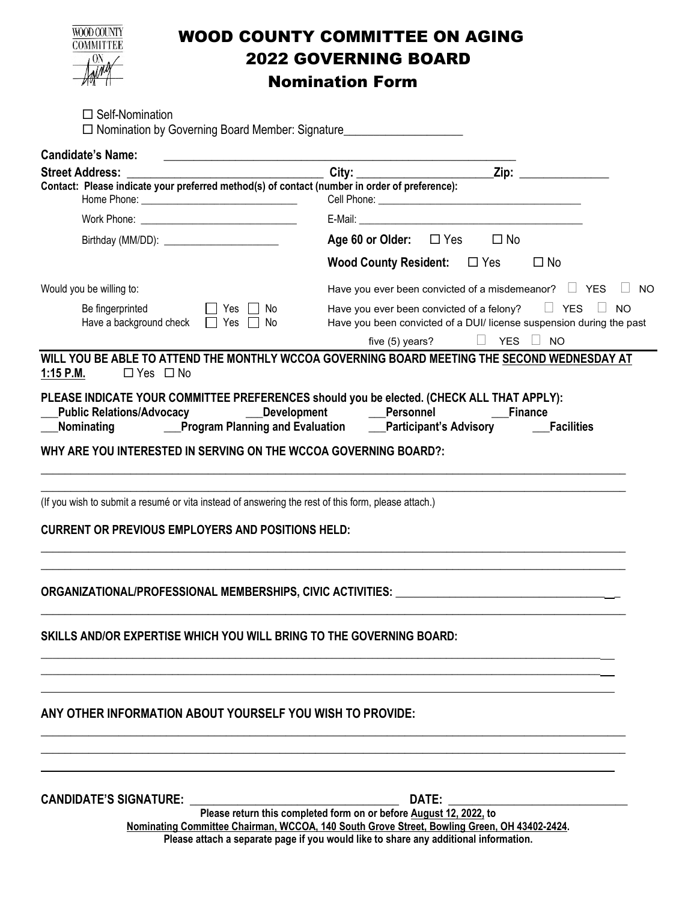# WOOD COUNTY COMMITTEE ON AGING
## 2022 GOVERNING BOARD
### Nomination Form

☐ Self-Nomination
☐ Nomination by Governing Board Member: Signature___________________

**Candidate's Name:** ____________________________________________________________

**Street Address:** ________________________________ **City:** ______________________ **Zip:** _______________

**Contact: Please indicate your preferred method(s) of contact (number in order of preference):**

Home Phone: ______________________________ Cell Phone: ______________________________________

Work Phone: ______________________________ E-Mail: __________________________________________

Birthday (MM/DD): _____________________ **Age 60 or Older:** ☐ Yes ☐ No

**Wood County Resident:** ☐ Yes ☐ No

Would you be willing to:

Be fingerprinted ☐ Yes ☐ No
Have a background check ☐ Yes ☐ No

Have you ever been convicted of a misdemeanor? ☐ YES ☐ NO
Have you ever been convicted of a felony? ☐ YES ☐ NO
Have you been convicted of a DUI/ license suspension during the past five (5) years? ☐ YES ☐ NO

**WILL YOU BE ABLE TO ATTEND THE MONTHLY WCCOA GOVERNING BOARD MEETING THE SECOND WEDNESDAY AT 1:15 P.M.** ☐ Yes ☐ No

**PLEASE INDICATE YOUR COMMITTEE PREFERENCES should you be elected. (CHECK ALL THAT APPLY):**

**___Public Relations/Advocacy ___Development ___Personnel ___Finance**
**___Nominating ___Program Planning and Evaluation ___Participant's Advisory ___Facilities**

**WHY ARE YOU INTERESTED IN SERVING ON THE WCCOA GOVERNING BOARD?:**

______________________________________________________________________________________________

______________________________________________________________________________________________

(If you wish to submit a resumé or vita instead of answering the rest of this form, please attach.)

**CURRENT OR PREVIOUS EMPLOYERS AND POSITIONS HELD:**

______________________________________________________________________________________________

______________________________________________________________________________________________

**ORGANIZATIONAL/PROFESSIONAL MEMBERSHIPS, CIVIC ACTIVITIES:** ____________________________________

______________________________________________________________________________________________

**SKILLS AND/OR EXPERTISE WHICH YOU WILL BRING TO THE GOVERNING BOARD:**

______________________________________________________________________________________________

______________________________________________________________________________________________

______________________________________________________________________________________________

**ANY OTHER INFORMATION ABOUT YOURSELF YOU WISH TO PROVIDE:**

______________________________________________________________________________________________

______________________________________________________________________________________________

______________________________________________________________________________________________

**CANDIDATE'S SIGNATURE:** __________________________________ **DATE:** _____________________________

**Please return this completed form on or before August 12, 2022, to**
**Nominating Committee Chairman, WCCOA, 140 South Grove Street, Bowling Green, OH 43402-2424.**
**Please attach a separate page if you would like to share any additional information.**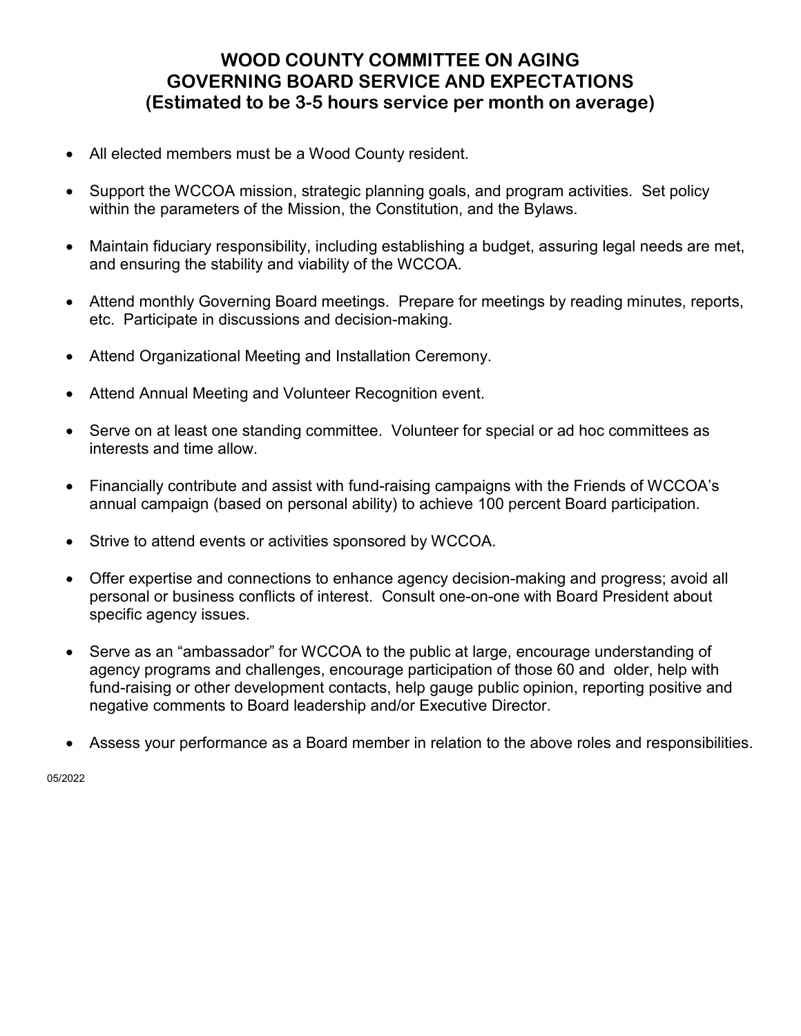# WOOD COUNTY COMMITTEE ON AGING
# GOVERNING BOARD SERVICE AND EXPECTATIONS
## (Estimated to be 3-5 hours service per month on average)

- All elected members must be a Wood County resident.
- Support the WCCOA mission, strategic planning goals, and program activities. Set policy within the parameters of the Mission, the Constitution, and the Bylaws.
- Maintain fiduciary responsibility, including establishing a budget, assuring legal needs are met, and ensuring the stability and viability of the WCCOA.
- Attend monthly Governing Board meetings. Prepare for meetings by reading minutes, reports, etc. Participate in discussions and decision-making.
- Attend Organizational Meeting and Installation Ceremony.
- Attend Annual Meeting and Volunteer Recognition event.
- Serve on at least one standing committee. Volunteer for special or ad hoc committees as interests and time allow.
- Financially contribute and assist with fund-raising campaigns with the Friends of WCCOA's annual campaign (based on personal ability) to achieve 100 percent Board participation.
- Strive to attend events or activities sponsored by WCCOA.
- Offer expertise and connections to enhance agency decision-making and progress; avoid all personal or business conflicts of interest. Consult one-on-one with Board President about specific agency issues.
- Serve as an "ambassador" for WCCOA to the public at large, encourage understanding of agency programs and challenges, encourage participation of those 60 and older, help with fund-raising or other development contacts, help gauge public opinion, reporting positive and negative comments to Board leadership and/or Executive Director.
- Assess your performance as a Board member in relation to the above roles and responsibilities.

05/2022